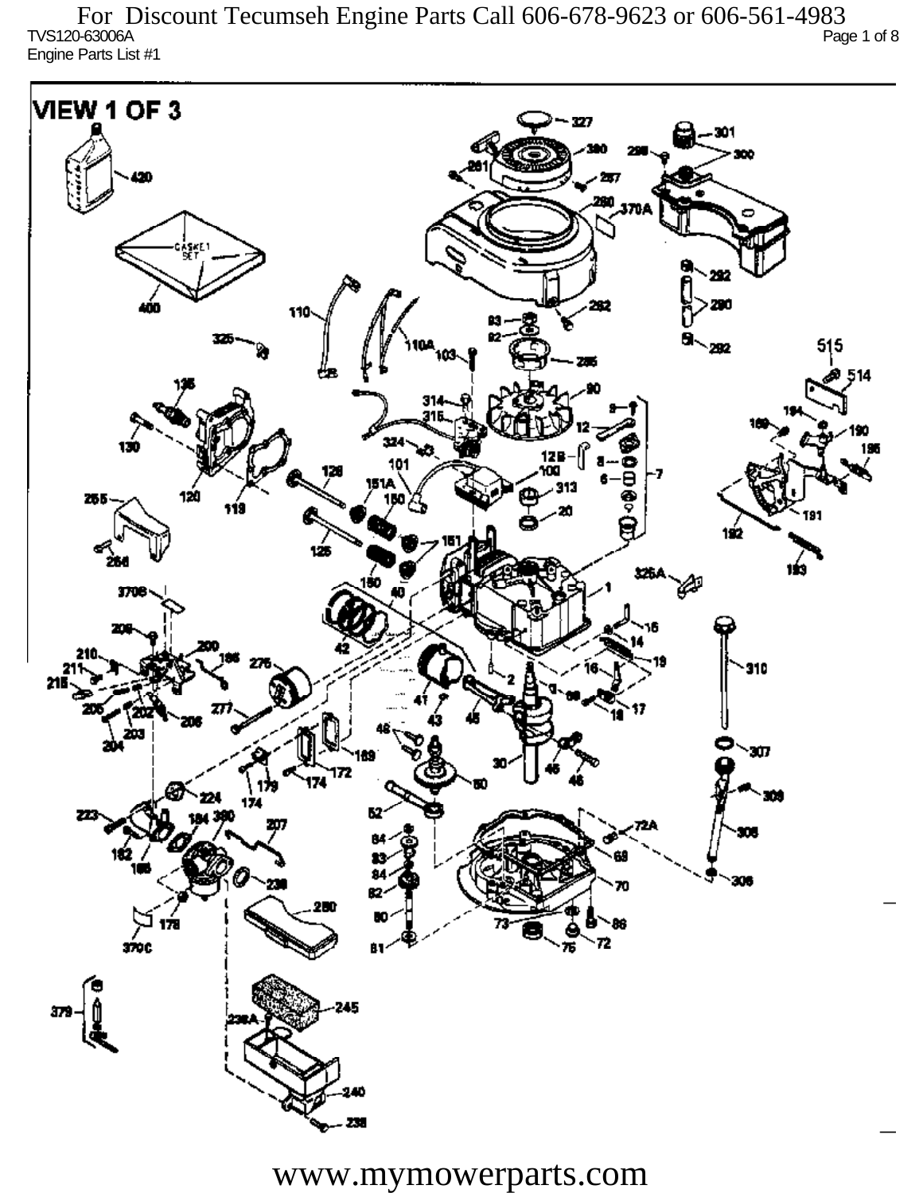For Discount Tecumseh Engine Parts Call 606-678-9623 or 606-561-4983

TVS120-63006A

Engine Parts List #1

VIEW 1 OF 3

www.mymowerparts.com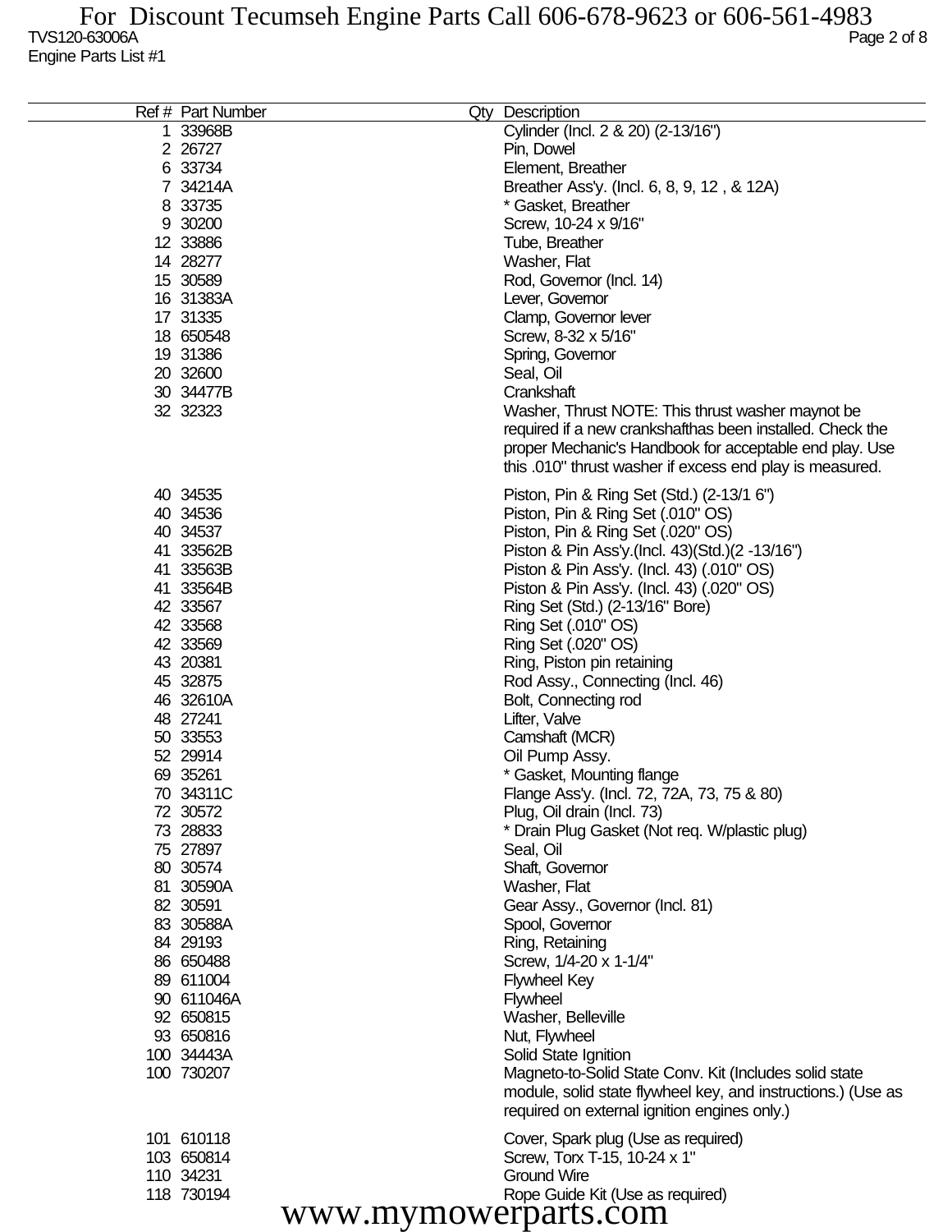TVS120-63006A
Engine Parts List #1

| Ref # | Part Number | Qty | Description |
|---|---|---|---|
| 1 | 33968B | | Cylinder (Incl. 2 & 20) (2-13/16") |
| 2 | 26727 | | Pin, Dowel |
| 6 | 33734 | | Element, Breather |
| 7 | 34214A | | Breather Ass'y. (Incl. 6, 8, 9, 12 , & 12A) |
| 8 | 33735 | | * Gasket, Breather |
| 9 | 30200 | | Screw, 10-24 x 9/16" |
| 12 | 33886 | | Tube, Breather |
| 14 | 28277 | | Washer, Flat |
| 15 | 30589 | | Rod, Governor (Incl. 14) |
| 16 | 31383A | | Lever, Governor |
| 17 | 31335 | | Clamp, Governor lever |
| 18 | 650548 | | Screw, 8-32 x 5/16" |
| 19 | 31386 | | Spring, Governor |
| 20 | 32600 | | Seal, Oil |
| 30 | 34477B | | Crankshaft |
| 32 | 32323 | | Washer, Thrust NOTE: This thrust washer maynot be required if a new crankshafthas been installed. Check the proper Mechanic's Handbook for acceptable end play. Use this .010" thrust washer if excess end play is measured. |
| 40 | 34535 | | Piston, Pin & Ring Set (Std.) (2-13/1 6") |
| 40 | 34536 | | Piston, Pin & Ring Set (.010" OS) |
| 40 | 34537 | | Piston, Pin & Ring Set (.020" OS) |
| 41 | 33562B | | Piston & Pin Ass'y.(Incl. 43)(Std.)(2 -13/16") |
| 41 | 33563B | | Piston & Pin Ass'y. (Incl. 43) (.010" OS) |
| 41 | 33564B | | Piston & Pin Ass'y. (Incl. 43) (.020" OS) |
| 42 | 33567 | | Ring Set (Std.) (2-13/16" Bore) |
| 42 | 33568 | | Ring Set (.010" OS) |
| 42 | 33569 | | Ring Set (.020" OS) |
| 43 | 20381 | | Ring, Piston pin retaining |
| 45 | 32875 | | Rod Assy., Connecting (Incl. 46) |
| 46 | 32610A | | Bolt, Connecting rod |
| 48 | 27241 | | Lifter, Valve |
| 50 | 33553 | | Camshaft (MCR) |
| 52 | 29914 | | Oil Pump Assy. |
| 69 | 35261 | | * Gasket, Mounting flange |
| 70 | 34311C | | Flange Ass'y. (Incl. 72, 72A, 73, 75 & 80) |
| 72 | 30572 | | Plug, Oil drain (Incl. 73) |
| 73 | 28833 | | * Drain Plug Gasket (Not req. W/plastic plug) |
| 75 | 27897 | | Seal, Oil |
| 80 | 30574 | | Shaft, Governor |
| 81 | 30590A | | Washer, Flat |
| 82 | 30591 | | Gear Assy., Governor (Incl. 81) |
| 83 | 30588A | | Spool, Governor |
| 84 | 29193 | | Ring, Retaining |
| 86 | 650488 | | Screw, 1/4-20 x 1-1/4" |
| 89 | 611004 | | Flywheel Key |
| 90 | 611046A | | Flywheel |
| 92 | 650815 | | Washer, Belleville |
| 93 | 650816 | | Nut, Flywheel |
| 100 | 34443A | | Solid State Ignition |
| 100 | 730207 | | Magneto-to-Solid State Conv. Kit (Includes solid state module, solid state flywheel key, and instructions.) (Use as required on external ignition engines only.) |
| 101 | 610118 | | Cover, Spark plug (Use as required) |
| 103 | 650814 | | Screw, Torx T-15, 10-24 x 1" |
| 110 | 34231 | | Ground Wire |
| 118 | 730194 | | Rope Guide Kit (Use as required) |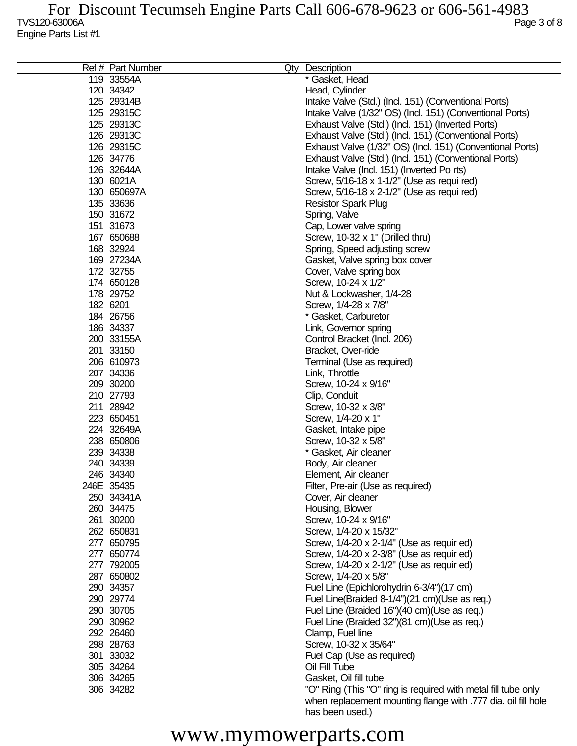| Ref # | Part Number | Qty | Description |
|---|---|---|---|
| 119 | 33554A | | * Gasket, Head |
| 120 | 34342 | | Head, Cylinder |
| 125 | 29314B | | Intake Valve (Std.) (Incl. 151) (Conventional Ports) |
| 125 | 29315C | | Intake Valve (1/32" OS) (Incl. 151) (Conventional Ports) |
| 125 | 29313C | | Exhaust Valve (Std.) (Incl. 151) (Inverted Ports) |
| 126 | 29313C | | Exhaust Valve (Std.) (Incl. 151) (Conventional Ports) |
| 126 | 29315C | | Exhaust Valve (1/32" OS) (Incl. 151) (Conventional Ports) |
| 126 | 34776 | | Exhaust Valve (Std.) (Incl. 151) (Conventional Ports) |
| 126 | 32644A | | Intake Valve (Incl. 151) (Inverted Po rts) |
| 130 | 6021A | | Screw, 5/16-18 x 1-1/2" (Use as requi red) |
| 130 | 650697A | | Screw, 5/16-18 x 2-1/2" (Use as requi red) |
| 135 | 33636 | | Resistor Spark Plug |
| 150 | 31672 | | Spring, Valve |
| 151 | 31673 | | Cap, Lower valve spring |
| 167 | 650688 | | Screw, 10-32 x 1" (Drilled thru) |
| 168 | 32924 | | Spring, Speed adjusting screw |
| 169 | 27234A | | Gasket, Valve spring box cover |
| 172 | 32755 | | Cover, Valve spring box |
| 174 | 650128 | | Screw, 10-24 x 1/2" |
| 178 | 29752 | | Nut & Lockwasher, 1/4-28 |
| 182 | 6201 | | Screw, 1/4-28 x 7/8" |
| 184 | 26756 | | * Gasket, Carburetor |
| 186 | 34337 | | Link, Governor spring |
| 200 | 33155A | | Control Bracket (Incl. 206) |
| 201 | 33150 | | Bracket, Over-ride |
| 206 | 610973 | | Terminal (Use as required) |
| 207 | 34336 | | Link, Throttle |
| 209 | 30200 | | Screw, 10-24 x 9/16" |
| 210 | 27793 | | Clip, Conduit |
| 211 | 28942 | | Screw, 10-32 x 3/8" |
| 223 | 650451 | | Screw, 1/4-20 x 1" |
| 224 | 32649A | | Gasket, Intake pipe |
| 238 | 650806 | | Screw, 10-32 x 5/8" |
| 239 | 34338 | | * Gasket, Air cleaner |
| 240 | 34339 | | Body, Air cleaner |
| 246 | 34340 | | Element, Air cleaner |
| 246E | 35435 | | Filter, Pre-air (Use as required) |
| 250 | 34341A | | Cover, Air cleaner |
| 260 | 34475 | | Housing, Blower |
| 261 | 30200 | | Screw, 10-24 x 9/16" |
| 262 | 650831 | | Screw, 1/4-20 x 15/32" |
| 277 | 650795 | | Screw, 1/4-20 x 2-1/4" (Use as requir ed) |
| 277 | 650774 | | Screw, 1/4-20 x 2-3/8" (Use as requir ed) |
| 277 | 792005 | | Screw, 1/4-20 x 2-1/2" (Use as requir ed) |
| 287 | 650802 | | Screw, 1/4-20 x 5/8" |
| 290 | 34357 | | Fuel Line (Epichlorohydrin 6-3/4")(17 cm) |
| 290 | 29774 | | Fuel Line(Braided 8-1/4")(21 cm)(Use as req.) |
| 290 | 30705 | | Fuel Line (Braided 16")(40 cm)(Use as req.) |
| 290 | 30962 | | Fuel Line (Braided 32")(81 cm)(Use as req.) |
| 292 | 26460 | | Clamp, Fuel line |
| 298 | 28763 | | Screw, 10-32 x 35/64" |
| 301 | 33032 | | Fuel Cap (Use as required) |
| 305 | 34264 | | Oil Fill Tube |
| 306 | 34265 | | Gasket, Oil fill tube |
| 306 | 34282 | | "O" Ring (This "O" ring is required with metal fill tube only when replacement mounting flange with .777 dia. oil fill hole has been used.) |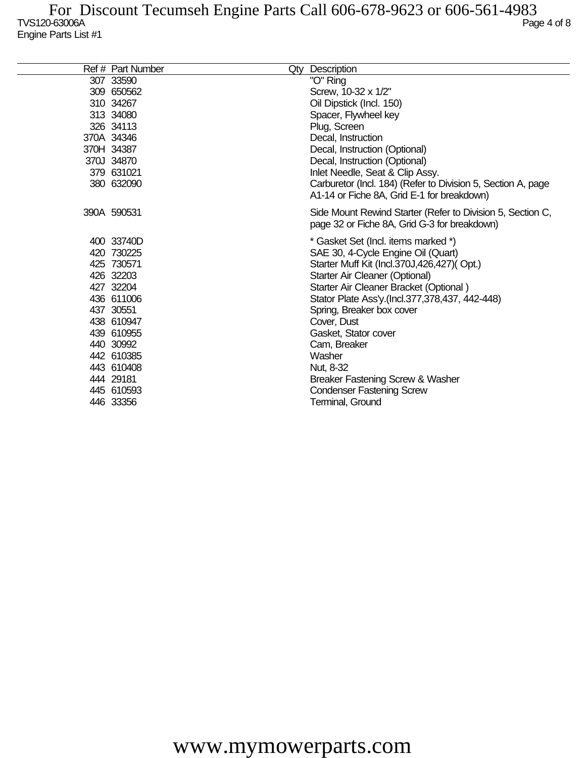For Discount Tecumseh Engine Parts Call 606-678-9623 or 606-561-4983

TVS120-63006A

Engine Parts List #1

| Ref # | Part Number | Qty | Description |
|---|---|---|---|
| 307 | 33590 | | "O" Ring |
| 309 | 650562 | | Screw, 10-32 x 1/2" |
| 310 | 34267 | | Oil Dipstick (Incl. 150) |
| 313 | 34080 | | Spacer, Flywheel key |
| 326 | 34113 | | Plug, Screen |
| 370A | 34346 | | Decal, Instruction |
| 370H | 34387 | | Decal, Instruction (Optional) |
| 370J | 34870 | | Decal, Instruction (Optional) |
| 379 | 631021 | | Inlet Needle, Seat & Clip Assy. |
| 380 | 632090 | | Carburetor (Incl. 184) (Refer to Division 5, Section A, page A1-14 or Fiche 8A, Grid E-1 for breakdown) |
| 390A | 590531 | | Side Mount Rewind Starter (Refer to Division 5, Section C, page 32 or Fiche 8A, Grid G-3 for breakdown) |
| 400 | 33740D | | * Gasket Set (Incl. items marked *) |
| 420 | 730225 | | SAE 30, 4-Cycle Engine Oil (Quart) |
| 425 | 730571 | | Starter Muff Kit (Incl.370J,426,427)( Opt.) |
| 426 | 32203 | | Starter Air Cleaner (Optional) |
| 427 | 32204 | | Starter Air Cleaner Bracket (Optional ) |
| 436 | 611006 | | Stator Plate Ass'y.(Incl.377,378,437, 442-448) |
| 437 | 30551 | | Spring, Breaker box cover |
| 438 | 610947 | | Cover, Dust |
| 439 | 610955 | | Gasket, Stator cover |
| 440 | 30992 | | Cam, Breaker |
| 442 | 610385 | | Washer |
| 443 | 610408 | | Nut, 8-32 |
| 444 | 29181 | | Breaker Fastening Screw & Washer |
| 445 | 610593 | | Condenser Fastening Screw |
| 446 | 33356 | | Terminal, Ground |

www.mymowerparts.com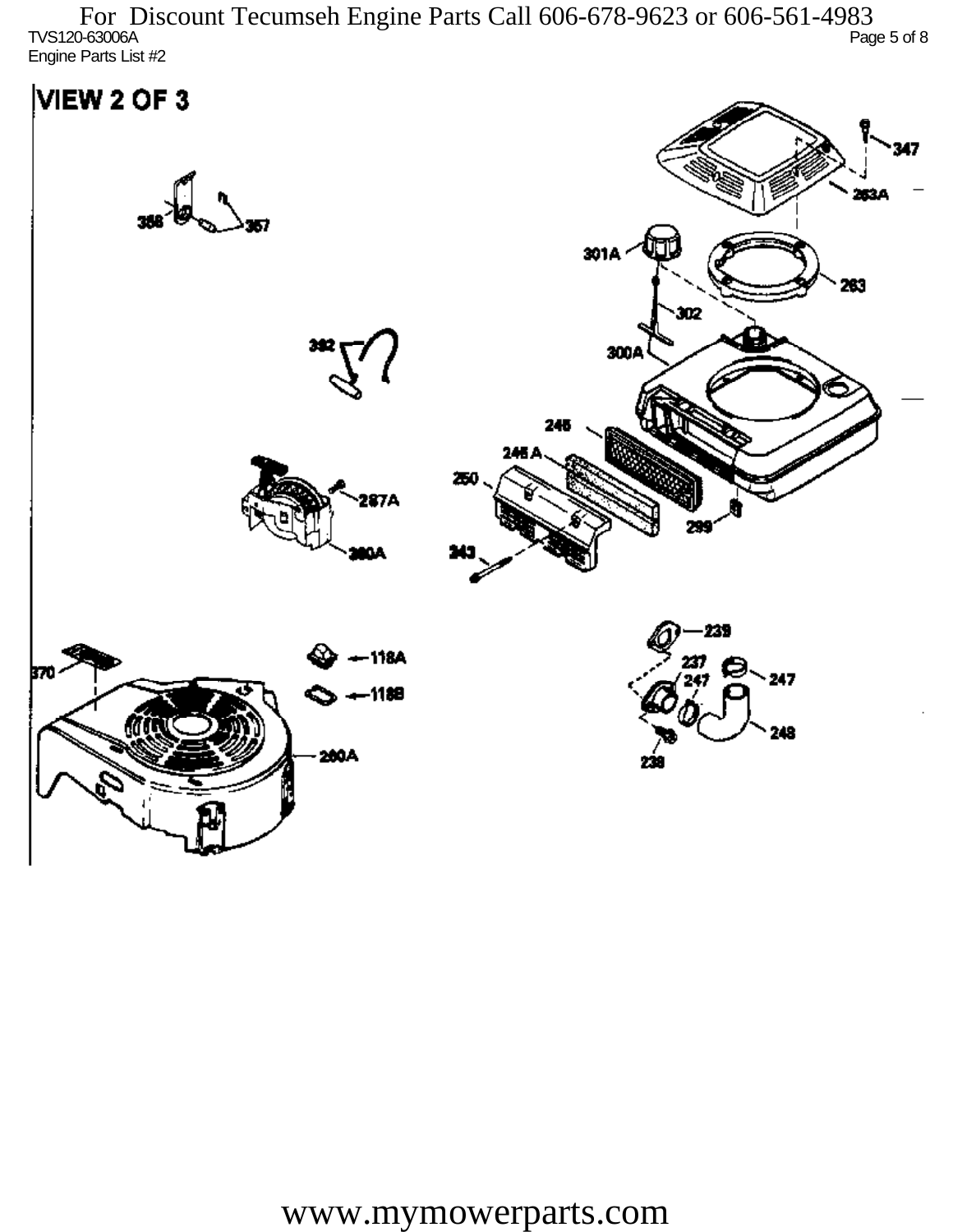For Discount Tecumseh Engine Parts Call 606-678-9623 or 606-561-4983

TVS120-63006A

Engine Parts List #2

# VIEW 2 OF 3

347
263A
358
357
301A
263
302
392
300A
245
245 A
250
287A
299
260A
243
239
118A
370
237
247
247
118B
248
260A
238

www.mymowerparts.com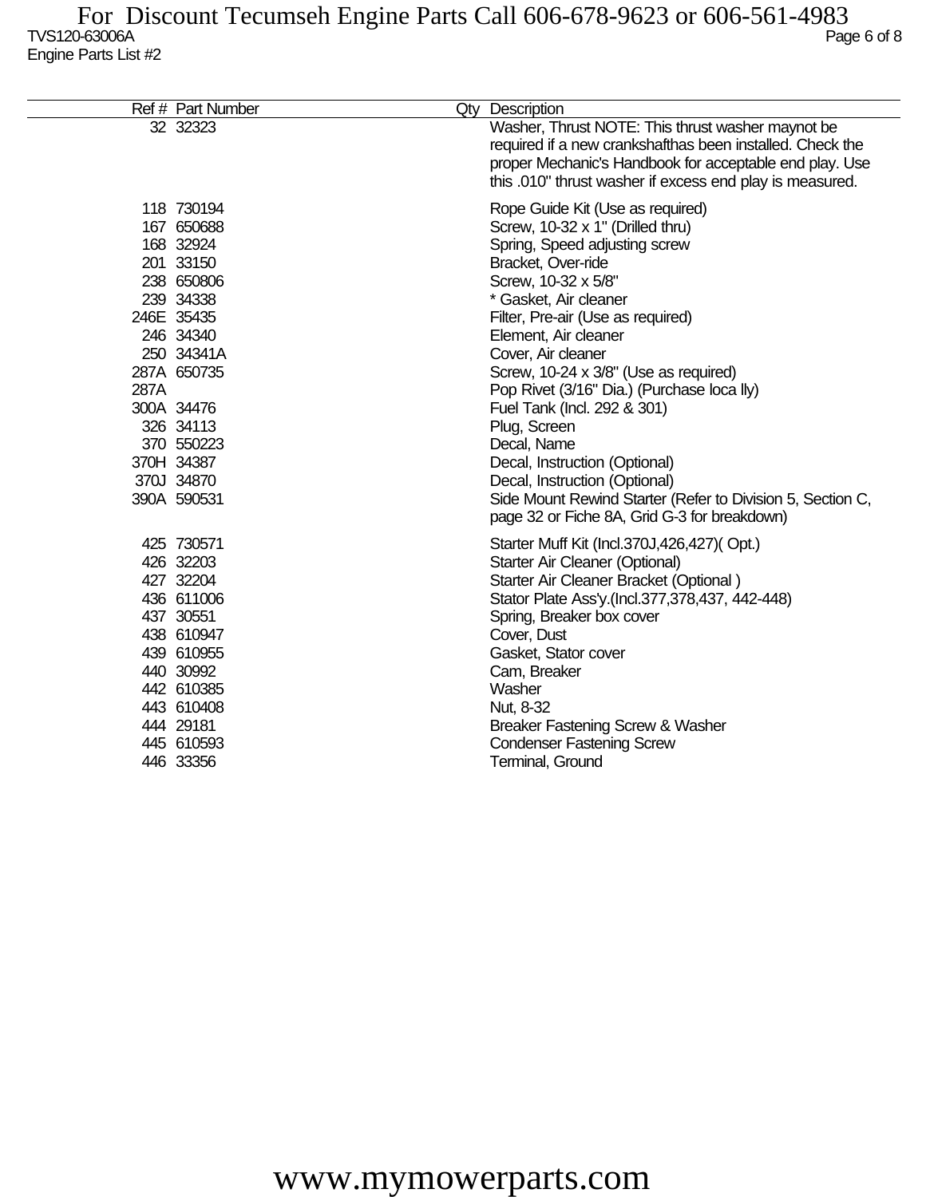TVS120-63006A
Engine Parts List #2

| Ref # | Part Number | Qty | Description |
|---|---|---|---|
| 32 | 32323 | | Washer, Thrust NOTE: This thrust washer maynot be required if a new crankshafthas been installed. Check the proper Mechanic's Handbook for acceptable end play. Use this .010" thrust washer if excess end play is measured. |
| 118 | 730194 | | Rope Guide Kit (Use as required) |
| 167 | 650688 | | Screw, 10-32 x 1" (Drilled thru) |
| 168 | 32924 | | Spring, Speed adjusting screw |
| 201 | 33150 | | Bracket, Over-ride |
| 238 | 650806 | | Screw, 10-32 x 5/8" |
| 239 | 34338 | | * Gasket, Air cleaner |
| 246E | 35435 | | Filter, Pre-air (Use as required) |
| 246 | 34340 | | Element, Air cleaner |
| 250 | 34341A | | Cover, Air cleaner |
| 287A | 650735 | | Screw, 10-24 x 3/8" (Use as required) |
| 287A | | | Pop Rivet (3/16" Dia.) (Purchase loca lly) |
| 300A | 34476 | | Fuel Tank (Incl. 292 & 301) |
| 326 | 34113 | | Plug, Screen |
| 370 | 550223 | | Decal, Name |
| 370H | 34387 | | Decal, Instruction (Optional) |
| 370J | 34870 | | Decal, Instruction (Optional) |
| 390A | 590531 | | Side Mount Rewind Starter (Refer to Division 5, Section C, page 32 or Fiche 8A, Grid G-3 for breakdown) |
| 425 | 730571 | | Starter Muff Kit (Incl.370J,426,427)( Opt.) |
| 426 | 32203 | | Starter Air Cleaner (Optional) |
| 427 | 32204 | | Starter Air Cleaner Bracket (Optional ) |
| 436 | 611006 | | Stator Plate Ass'y.(Incl.377,378,437, 442-448) |
| 437 | 30551 | | Spring, Breaker box cover |
| 438 | 610947 | | Cover, Dust |
| 439 | 610955 | | Gasket, Stator cover |
| 440 | 30992 | | Cam, Breaker |
| 442 | 610385 | | Washer |
| 443 | 610408 | | Nut, 8-32 |
| 444 | 29181 | | Breaker Fastening Screw & Washer |
| 445 | 610593 | | Condenser Fastening Screw |
| 446 | 33356 | | Terminal, Ground |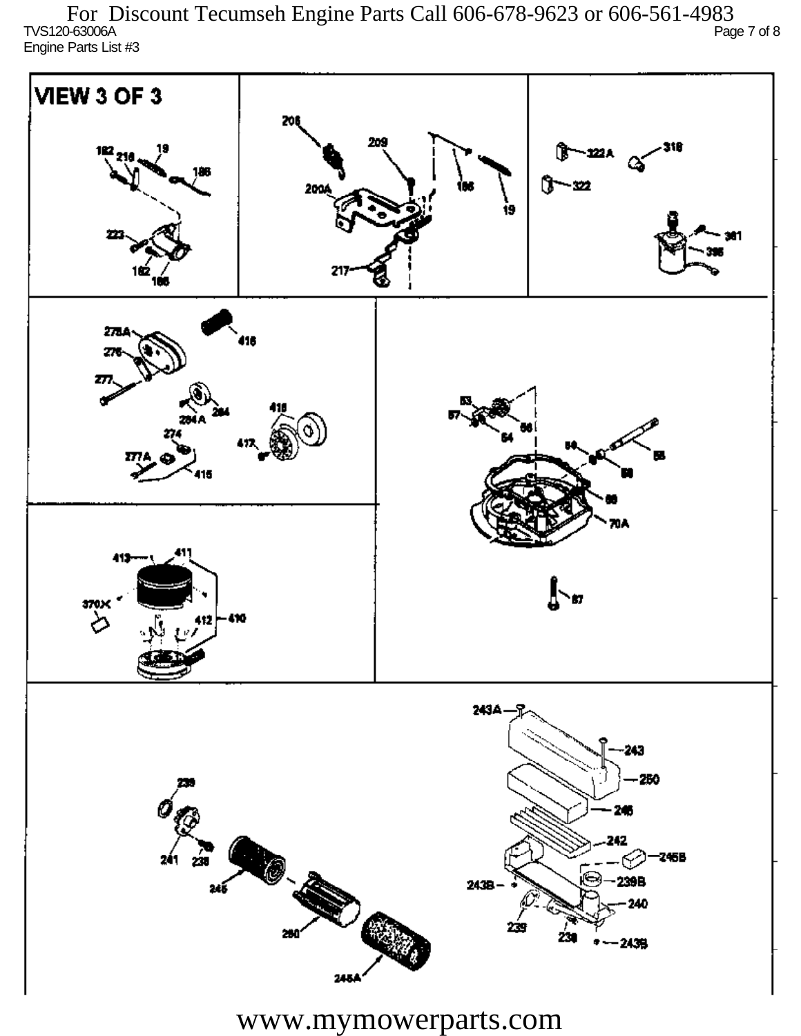For Discount Tecumseh Engine Parts Call 606-678-9623 or 606-561-4983

TVS120-63006A

Engine Parts List #3

VIEW 3 OF 3

182 218 19 186

223 182 186

206 209 200A 186 19 217

322A 318 322 361 395

278A 416 276 277 284A 284 274 418 417 277A 415

413 411 370X 412 410

53 57 54 56 59 58 58 69 70A 87

239 241 238 245 260 245A

243A 243 250 246 242 245B 243B 239B 240 239 238 243B

www.mymowerparts.com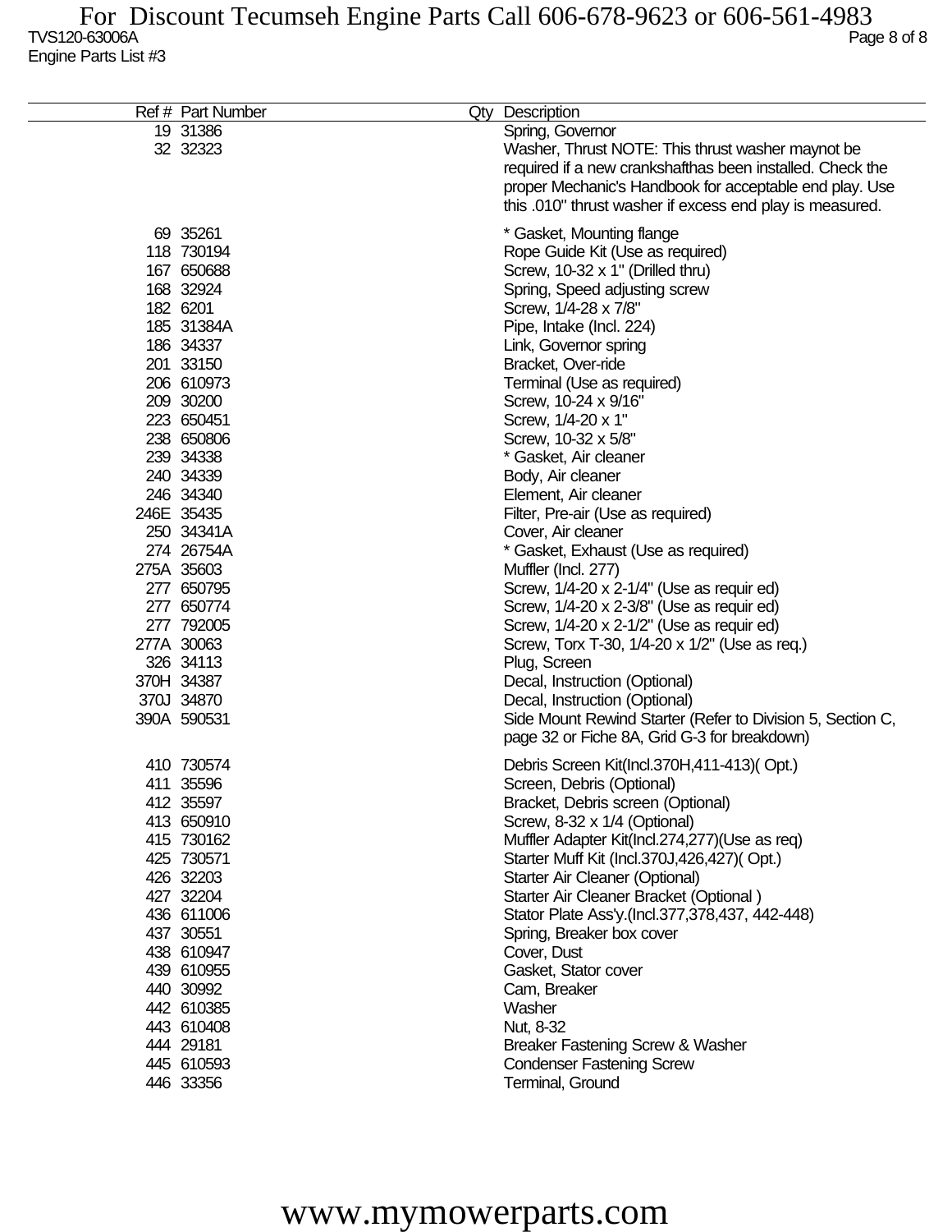| Ref # | Part Number | Qty | Description |
|---|---|---|---|
| 19 | 31386 | | Spring, Governor |
| 32 | 32323 | | Washer, Thrust NOTE: This thrust washer maynot be required if a new crankshafthas been installed. Check the proper Mechanic's Handbook for acceptable end play. Use this .010" thrust washer if excess end play is measured. |
| 69 | 35261 | | * Gasket, Mounting flange |
| 118 | 730194 | | Rope Guide Kit (Use as required) |
| 167 | 650688 | | Screw, 10-32 x 1" (Drilled thru) |
| 168 | 32924 | | Spring, Speed adjusting screw |
| 182 | 6201 | | Screw, 1/4-28 x 7/8" |
| 185 | 31384A | | Pipe, Intake (Incl. 224) |
| 186 | 34337 | | Link, Governor spring |
| 201 | 33150 | | Bracket, Over-ride |
| 206 | 610973 | | Terminal (Use as required) |
| 209 | 30200 | | Screw, 10-24 x 9/16" |
| 223 | 650451 | | Screw, 1/4-20 x 1" |
| 238 | 650806 | | Screw, 10-32 x 5/8" |
| 239 | 34338 | | * Gasket, Air cleaner |
| 240 | 34339 | | Body, Air cleaner |
| 246 | 34340 | | Element, Air cleaner |
| 246E | 35435 | | Filter, Pre-air (Use as required) |
| 250 | 34341A | | Cover, Air cleaner |
| 274 | 26754A | | * Gasket, Exhaust (Use as required) |
| 275A | 35603 | | Muffler (Incl. 277) |
| 277 | 650795 | | Screw, 1/4-20 x 2-1/4" (Use as requir ed) |
| 277 | 650774 | | Screw, 1/4-20 x 2-3/8" (Use as requir ed) |
| 277 | 792005 | | Screw, 1/4-20 x 2-1/2" (Use as requir ed) |
| 277A | 30063 | | Screw, Torx T-30, 1/4-20 x 1/2" (Use as req.) |
| 326 | 34113 | | Plug, Screen |
| 370H | 34387 | | Decal, Instruction (Optional) |
| 370J | 34870 | | Decal, Instruction (Optional) |
| 390A | 590531 | | Side Mount Rewind Starter (Refer to Division 5, Section C, page 32 or Fiche 8A, Grid G-3 for breakdown) |
| 410 | 730574 | | Debris Screen Kit(Incl.370H,411-413)( Opt.) |
| 411 | 35596 | | Screen, Debris (Optional) |
| 412 | 35597 | | Bracket, Debris screen (Optional) |
| 413 | 650910 | | Screw, 8-32 x 1/4 (Optional) |
| 415 | 730162 | | Muffler Adapter Kit(Incl.274,277)(Use as req) |
| 425 | 730571 | | Starter Muff Kit (Incl.370J,426,427)( Opt.) |
| 426 | 32203 | | Starter Air Cleaner (Optional) |
| 427 | 32204 | | Starter Air Cleaner Bracket (Optional ) |
| 436 | 611006 | | Stator Plate Ass'y.(Incl.377,378,437, 442-448) |
| 437 | 30551 | | Spring, Breaker box cover |
| 438 | 610947 | | Cover, Dust |
| 439 | 610955 | | Gasket, Stator cover |
| 440 | 30992 | | Cam, Breaker |
| 442 | 610385 | | Washer |
| 443 | 610408 | | Nut, 8-32 |
| 444 | 29181 | | Breaker Fastening Screw & Washer |
| 445 | 610593 | | Condenser Fastening Screw |
| 446 | 33356 | | Terminal, Ground |